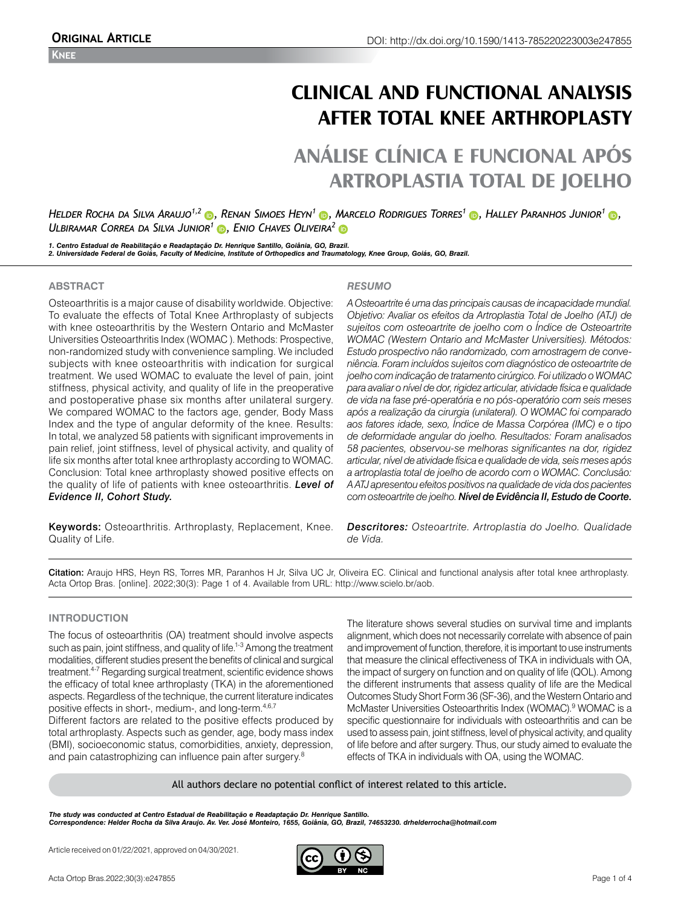**Original Article**

**Knee**

DOI: http://dx.doi.org/10.1590/1413-785220223003e247855

# CLINICAL AND FUNCTIONAL ANALYSIS AFTER TOTAL KNEE ARTHROPLASTY

# ANÁLISE CLÍNICA E FUNCIONAL APÓS ARTROPLASTIA TOTAL DE JOELHO

*Helder Rocha da Silva Araujo*[1,2], *Renan Simoes Heyn*[1], *Marcelo Rodrigues Torres*[1], *Halley Paranhos Junior*[1], *Ulbiramar Correa da Silva Junior*[1], *Enio Chaves Oliveira*[2]

*1. Centro Estadual de Reabilitação e Readaptação Dr. Henrique Santillo, Goiânia, GO, Brazil.*
*2. Universidade Federal de Goiás, Faculty of Medicine, Institute of Orthopedics and Traumatology, Knee Group, Goiás, GO, Brazil.*

## ABSTRACT

Osteoarthritis is a major cause of disability worldwide. Objective: To evaluate the effects of Total Knee Arthroplasty of subjects with knee osteoarthritis by the Western Ontario and McMaster Universities Osteoarthritis Index (WOMAC ). Methods: Prospective, non-randomized study with convenience sampling. We included subjects with knee osteoarthritis with indication for surgical treatment. We used WOMAC to evaluate the level of pain, joint stiffness, physical activity, and quality of life in the preoperative and postoperative phase six months after unilateral surgery. We compared WOMAC to the factors age, gender, Body Mass Index and the type of angular deformity of the knee. Results: In total, we analyzed 58 patients with significant improvements in pain relief, joint stiffness, level of physical activity, and quality of life six months after total knee arthroplasty according to WOMAC. Conclusion: Total knee arthroplasty showed positive effects on the quality of life of patients with knee osteoarthritis. ***Level of Evidence II, Cohort Study.***

**Keywords:** Osteoarthritis. Arthroplasty, Replacement, Knee. Quality of Life.

## *RESUMO*

*A Osteoartrite é uma das principais causas de incapacidade mundial. Objetivo: Avaliar os efeitos da Artroplastia Total de Joelho (ATJ) de sujeitos com osteoartrite de joelho com o Índice de Osteoartrite WOMAC (Western Ontario and McMaster Universities). Métodos: Estudo prospectivo não randomizado, com amostragem de conveniência. Foram incluídos sujeitos com diagnóstico de osteoartrite de joelho com indicação de tratamento cirúrgico. Foi utilizado o WOMAC para avaliar o nível de dor, rigidez articular, atividade física e qualidade de vida na fase pré-operatória e no pós-operatório com seis meses após a realização da cirurgia (unilateral). O WOMAC foi comparado aos fatores idade, sexo, Índice de Massa Corpórea (IMC) e o tipo de deformidade angular do joelho. Resultados: Foram analisados 58 pacientes, observou-se melhoras significantes na dor, rigidez articular, nível de atividade física e qualidade de vida, seis meses após a artroplastia total de joelho de acordo com o WOMAC. Conclusão: A ATJ apresentou efeitos positivos na qualidade de vida dos pacientes com osteoartrite de joelho.* ***Nível de Evidência II, Estudo de Coorte.***

***Descritores:*** *Osteoartrite. Artroplastia do Joelho. Qualidade de Vida.*

**Citation:** Araujo HRS, Heyn RS, Torres MR, Paranhos H Jr, Silva UC Jr, Oliveira EC. Clinical and functional analysis after total knee arthroplasty. Acta Ortop Bras. [online]. 2022;30(3): Page 1 of 4. Available from URL: http://www.scielo.br/aob.

## INTRODUCTION

The focus of osteoarthritis (OA) treatment should involve aspects such as pain, joint stiffness, and quality of life.[1-3] Among the treatment modalities, different studies present the benefits of clinical and surgical treatment.[4-7] Regarding surgical treatment, scientific evidence shows the efficacy of total knee arthroplasty (TKA) in the aforementioned aspects. Regardless of the technique, the current literature indicates positive effects in short-, medium-, and long-term.[4,6,7]

Different factors are related to the positive effects produced by total arthroplasty. Aspects such as gender, age, body mass index (BMI), socioeconomic status, comorbidities, anxiety, depression, and pain catastrophizing can influence pain after surgery.[8]

The literature shows several studies on survival time and implants alignment, which does not necessarily correlate with absence of pain and improvement of function, therefore, it is important to use instruments that measure the clinical effectiveness of TKA in individuals with OA, the impact of surgery on function and on quality of life (QOL). Among the different instruments that assess quality of life are the Medical Outcomes Study Short Form 36 (SF-36), and the Western Ontario and McMaster Universities Osteoarthritis Index (WOMAC).[9] WOMAC is a specific questionnaire for individuals with osteoarthritis and can be used to assess pain, joint stiffness, level of physical activity, and quality of life before and after surgery. Thus, our study aimed to evaluate the effects of TKA in individuals with OA, using the WOMAC.

All authors declare no potential conflict of interest related to this article.

*The study was conducted at Centro Estadual de Reabilitação e Readaptação Dr. Henrique Santillo.*
*Correspondence: Helder Rocha da Silva Araujo. Av. Ver. José Monteiro, 1655, Goiânia, GO, Brazil, 74653230. drhelderrocha@hotmail.com*

Article received on 01/22/2021, approved on 04/30/2021.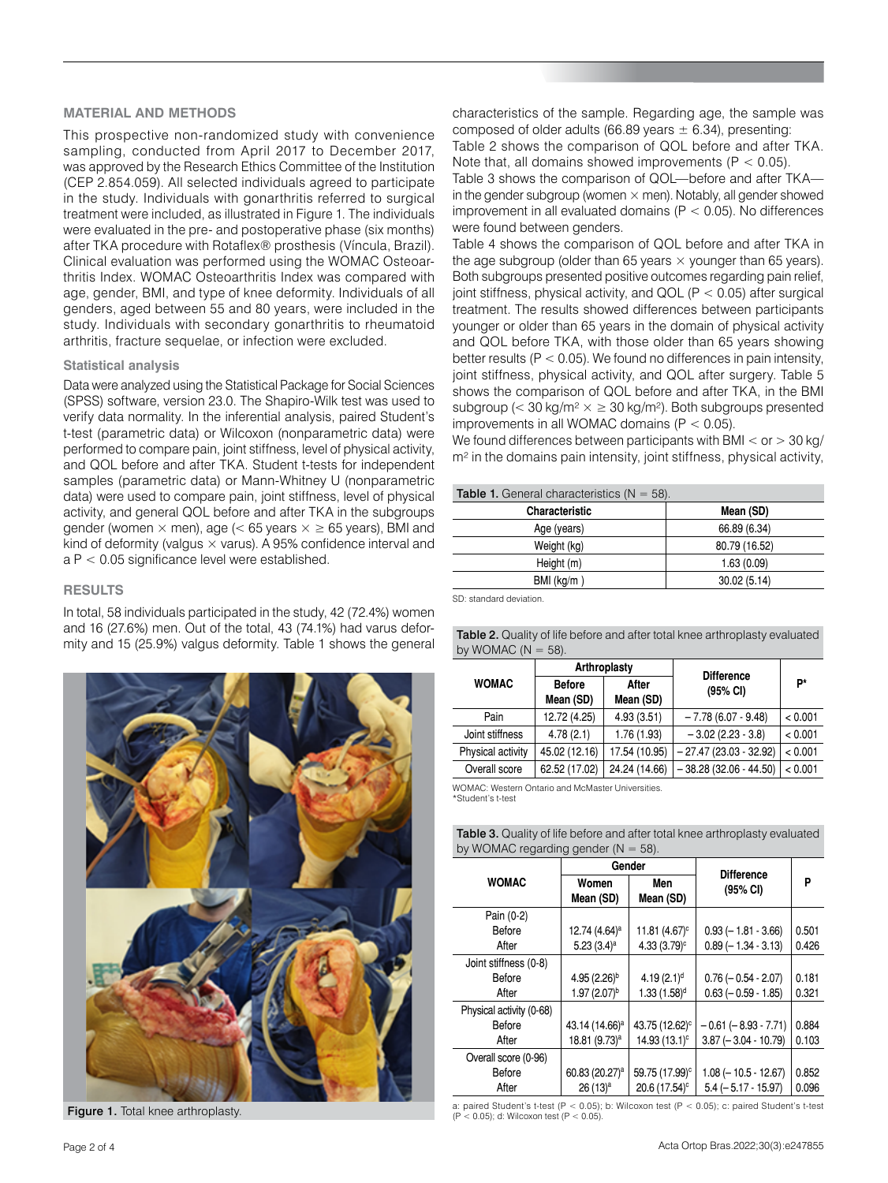## MATERIAL AND METHODS

This prospective non-randomized study with convenience sampling, conducted from April 2017 to December 2017, was approved by the Research Ethics Committee of the Institution (CEP 2.854.059). All selected individuals agreed to participate in the study. Individuals with gonarthritis referred to surgical treatment were included, as illustrated in Figure 1. The individuals were evaluated in the pre- and postoperative phase (six months) after TKA procedure with Rotaflex® prosthesis (Víncula, Brazil). Clinical evaluation was performed using the WOMAC Osteoarthritis Index. WOMAC Osteoarthritis Index was compared with age, gender, BMI, and type of knee deformity. Individuals of all genders, aged between 55 and 80 years, were included in the study. Individuals with secondary gonarthritis to rheumatoid arthritis, fracture sequelae, or infection were excluded.

### Statistical analysis

Data were analyzed using the Statistical Package for Social Sciences (SPSS) software, version 23.0. The Shapiro-Wilk test was used to verify data normality. In the inferential analysis, paired Student's t-test (parametric data) or Wilcoxon (nonparametric data) were performed to compare pain, joint stiffness, level of physical activity, and QOL before and after TKA. Student t-tests for independent samples (parametric data) or Mann-Whitney U (nonparametric data) were used to compare pain, joint stiffness, level of physical activity, and general QOL before and after TKA in the subgroups gender (women × men), age (< 65 years × ≥ 65 years), BMI and kind of deformity (valgus × varus). A 95% confidence interval and a $P < 0.05$ significance level were established.

## RESULTS

In total, 58 individuals participated in the study, 42 (72.4%) women and 16 (27.6%) men. Out of the total, 43 (74.1%) had varus deformity and 15 (25.9%) valgus deformity. Table 1 shows the general characteristics of the sample. Regarding age, the sample was composed of older adults (66.89 years ± 6.34), presenting:

Table 2 shows the comparison of QOL before and after TKA. Note that, all domains showed improvements ($P < 0.05$).

Table 3 shows the comparison of QOL—before and after TKA—in the gender subgroup (women × men). Notably, all gender showed improvement in all evaluated domains ($P < 0.05$). No differences were found between genders.

Table 4 shows the comparison of QOL before and after TKA in the age subgroup (older than 65 years × younger than 65 years). Both subgroups presented positive outcomes regarding pain relief, joint stiffness, physical activity, and QOL ($P < 0.05$) after surgical treatment. The results showed differences between participants younger or older than 65 years in the domain of physical activity and QOL before TKA, with those older than 65 years showing better results ($P < 0.05$). We found no differences in pain intensity, joint stiffness, physical activity, and QOL after surgery. Table 5 shows the comparison of QOL before and after TKA, in the BMI subgroup (< 30 kg/m$^2$ × ≥ 30 kg/m$^2$). Both subgroups presented improvements in all WOMAC domains ($P < 0.05$).

We found differences between participants with BMI < or > 30 kg/m$^2$ in the domains pain intensity, joint stiffness, physical activity,

**Table 1.** General characteristics (N = 58).

| Characteristic | Mean (SD) |
|---|---|
| Age (years) | 66.89 (6.34) |
| Weight (kg) | 80.79 (16.52) |
| Height (m) | 1.63 (0.09) |
| BMI (kg/m ) | 30.02 (5.14) |

SD: standard deviation.

**Table 2.** Quality of life before and after total knee arthroplasty evaluated by WOMAC (N = 58).

| WOMAC | Arthroplasty | | Difference (95% CI) | P* |
|---|---|---|---|---|
| | Before Mean (SD) | After Mean (SD) | | |
| Pain | 12.72 (4.25) | 4.93 (3.51) | – 7.78 (6.07 - 9.48) | < 0.001 |
| Joint stiffness | 4.78 (2.1) | 1.76 (1.93) | – 3.02 (2.23 - 3.8) | < 0.001 |
| Physical activity | 45.02 (12.16) | 17.54 (10.95) | – 27.47 (23.03 - 32.92) | < 0.001 |
| Overall score | 62.52 (17.02) | 24.24 (14.66) | – 38.28 (32.06 - 44.50) | < 0.001 |

WOMAC: Western Ontario and McMaster Universities.
*Student's t-test

**Table 3.** Quality of life before and after total knee arthroplasty evaluated by WOMAC regarding gender (N = 58).

| WOMAC | Gender | | Difference (95% CI) | P |
|---|---|---|---|---|
| | Women Mean (SD) | Men Mean (SD) | | |
| Pain (0-2) | | | | |
| Before | 12.74 (4.64)[a] | 11.81 (4.67)[c] | 0.93 (– 1.81 - 3.66) | 0.501 |
| After | 5.23 (3.4)[a] | 4.33 (3.79)[c] | 0.89 (– 1.34 - 3.13) | 0.426 |
| Joint stiffness (0-8) | | | | |
| Before | 4.95 (2.26)[b] | 4.19 (2.1)[d] | 0.76 (– 0.54 - 2.07) | 0.181 |
| After | 1.97 (2.07)[b] | 1.33 (1.58)[d] | 0.63 (– 0.59 - 1.85) | 0.321 |
| Physical activity (0-68) | | | | |
| Before | 43.14 (14.66)[a] | 43.75 (12.62)[c] | – 0.61 (– 8.93 - 7.71) | 0.884 |
| After | 18.81 (9.73)[a] | 14.93 (13.1)[c] | 3.87 (– 3.04 - 10.79) | 0.103 |
| Overall score (0-96) | | | | |
| Before | 60.83 (20.27)[a] | 59.75 (17.99)[c] | 1.08 (– 10.5 - 12.67) | 0.852 |
| After | 26 (13)[a] | 20.6 (17.54)[c] | 5.4 (– 5.17 - 15.97) | 0.096 |

a: paired Student's t-test ($P < 0.05$); b: Wilcoxon test ($P < 0.05$); c: paired Student's t-test ($P < 0.05$); d: Wilcoxon test ($P < 0.05$).

**Figure 1.** Total knee arthroplasty.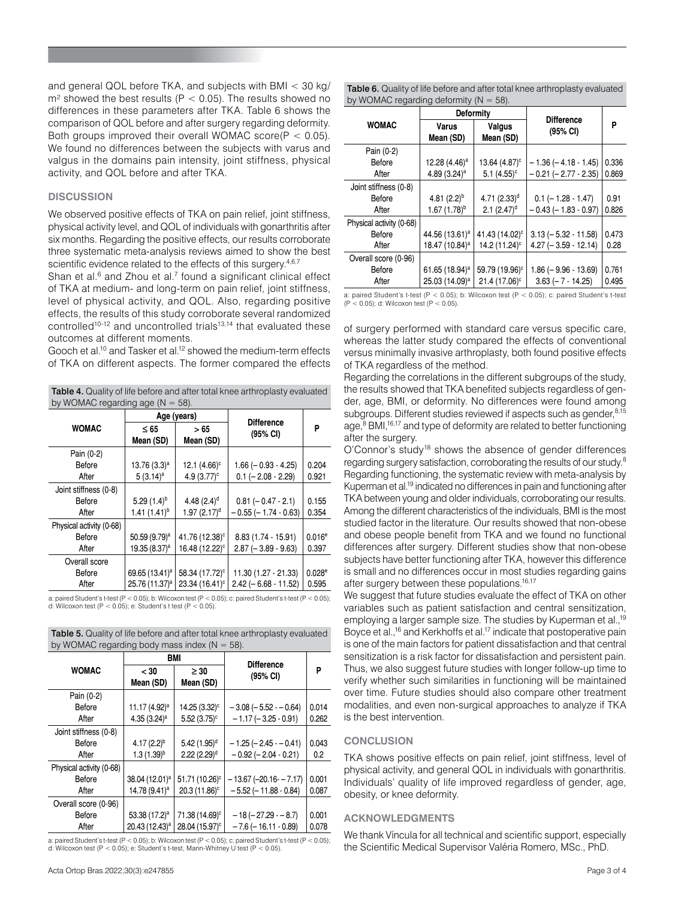and general QOL before TKA, and subjects with BMI < 30 kg/m² showed the best results ($P < 0.05$). The results showed no differences in these parameters after TKA. Table 6 shows the comparison of QOL before and after surgery regarding deformity. Both groups improved their overall WOMAC score($P < 0.05$). We found no differences between the subjects with varus and valgus in the domains pain intensity, joint stiffness, physical activity, and QOL before and after TKA.

## DISCUSSION

We observed positive effects of TKA on pain relief, joint stiffness, physical activity level, and QOL of individuals with gonarthritis after six months. Regarding the positive effects, our results corroborate three systematic meta-analysis reviews aimed to show the best scientific evidence related to the effects of this surgery.[4,6,7]

Shan et al.[6] and Zhou et al.[7] found a significant clinical effect of TKA at medium- and long-term on pain relief, joint stiffness, level of physical activity, and QOL. Also, regarding positive effects, the results of this study corroborate several randomized controlled[10-12] and uncontrolled trials[13,14] that evaluated these outcomes at different moments.

Gooch et al.[10] and Tasker et al.[12] showed the medium-term effects of TKA on different aspects. The former compared the effects of surgery performed with standard care versus specific care, whereas the latter study compared the effects of conventional versus minimally invasive arthroplasty, both found positive effects of TKA regardless of the method.

**Table 4.** Quality of life before and after total knee arthroplasty evaluated by WOMAC regarding age (N = 58).

| WOMAC | Age (years) | | Difference (95% CI) | P |
|---|---|---|---|---|
| | ≤ 65 Mean (SD) | > 65 Mean (SD) | | |
| Pain (0-2) | | | | |
| Before | 13.76 (3.3)[a] | 12.1 (4.66)[c] | 1.66 (– 0.93 - 4.25) | 0.204 |
| After | 5 (3.14)[a] | 4.9 (3.77)[c] | 0.1 (– 2.08 - 2.29) | 0.921 |
| Joint stiffness (0-8) | | | | |
| Before | 5.29 (1.4)[b] | 4.48 (2.4)[d] | 0.81 (– 0.47 - 2.1) | 0.155 |
| After | 1.41 (1.41)[b] | 1.97 (2.17)[d] | – 0.55 (– 1.74 - 0.63) | 0.354 |
| Physical activity (0-68) | | | | |
| Before | 50.59 (9.79)[a] | 41.76 (12.38)[c] | 8.83 (1.74 - 15.91) | 0.016[e] |
| After | 19.35 (8.37)[a] | 16.48 (12.22)[c] | 2.87 (– 3.89 - 9.63) | 0.397 |
| Overall score | | | | |
| Before | 69.65 (13.41)[a] | 58.34 (17.72)[c] | 11.30 (1.27 - 21.33) | 0.028[e] |
| After | 25.76 (11.37)[a] | 23.34 (16.41)[c] | 2.42 (– 6.68 - 11.52) | 0.595 |

a: paired Student's t-test ($P < 0.05$); b: Wilcoxon test ($P < 0.05$); c: paired Student's t-test ($P < 0.05$); d: Wilcoxon test ($P < 0.05$); e: Student's t test ($P < 0.05$).

**Table 5.** Quality of life before and after total knee arthroplasty evaluated by WOMAC regarding body mass index (N = 58).

| WOMAC | BMI | | Difference (95% CI) | P |
|---|---|---|---|---|
| | < 30 Mean (SD) | ≥ 30 Mean (SD) | | |
| Pain (0-2) | | | | |
| Before | 11.17 (4.92)[a] | 14.25 (3.32)[c] | – 3.08 (– 5.52 - – 0.64) | 0.014 |
| After | 4.35 (3.24)[a] | 5.52 (3.75)[c] | – 1.17 (– 3.25 - 0.91) | 0.262 |
| Joint stiffness (0-8) | | | | |
| Before | 4.17 (2.2)[b] | 5.42 (1.95)[d] | – 1.25 (– 2.45 - – 0.41) | 0.043 |
| After | 1.3 (1.39)[b] | 2.22 (2.29)[d] | – 0.92 (– 2.04 - 0.21) | 0.2 |
| Physical activity (0-68) | | | | |
| Before | 38.04 (12.01)[a] | 51.71 (10.26)[c] | – 13.67 (–20.16- – 7.17) | 0.001 |
| After | 14.78 (9.41)[a] | 20.3 (11.86)[c] | – 5.52 (– 11.88 - 0.84) | 0.087 |
| Overall score (0-96) | | | | |
| Before | 53.38 (17.2)[a] | 71.38 (14.69)[c] | – 18 (– 27.29 - – 8.7) | 0.001 |
| After | 20.43 (12.43)[a] | 28.04 (15.97)[c] | – 7.6 (– 16.11 - 0.89) | 0.078 |

a: paired Student's t-test ($P < 0.05$); b: Wilcoxon test ($P < 0.05$); c: paired Student's t-test ($P < 0.05$); d: Wilcoxon test ($P < 0.05$); e: Student's t-test, Mann-Whitney U test ($P < 0.05$).

**Table 6.** Quality of life before and after total knee arthroplasty evaluated by WOMAC regarding deformity (N = 58).

| WOMAC | Deformity | | Difference (95% CI) | P |
|---|---|---|---|---|
| | Varus Mean (SD) | Valgus Mean (SD) | | |
| Pain (0-2) | | | | |
| Before | 12.28 (4.46)[a] | 13.64 (4.87)[c] | – 1.36 (– 4.18 - 1.45) | 0.336 |
| After | 4.89 (3.24)[a] | 5.1 (4.55)[c] | – 0.21 (– 2.77 - 2.35) | 0.869 |
| Joint stiffness (0-8) | | | | |
| Before | 4.81 (2.2)[b] | 4.71 (2.33)[d] | 0.1 (– 1.28 - 1.47) | 0.91 |
| After | 1.67 (1.78)[b] | 2.1 (2.47)[d] | – 0.43 (– 1.83 - 0.97) | 0.826 |
| Physical activity (0-68) | | | | |
| Before | 44.56 (13.61)[a] | 41.43 (14.02)[c] | 3.13 (– 5.32 - 11.58) | 0.473 |
| After | 18.47 (10.84)[a] | 14.2 (11.24)[c] | 4.27 (– 3.59 - 12.14) | 0.28 |
| Overall score (0-96) | | | | |
| Before | 61.65 (18.94)[a] | 59.79 (19.96)[c] | 1.86 (– 9.96 - 13.69) | 0.761 |
| After | 25.03 (14.09)[a] | 21.4 (17.06)[c] | 3.63 (– 7 - 14.25) | 0.495 |

a: paired Student's t-test ($P < 0.05$); b: Wilcoxon test ($P < 0.05$); c: paired Student's t-test ($P < 0.05$); d: Wilcoxon test ($P < 0.05$).

Regarding the correlations in the different subgroups of the study, the results showed that TKA benefited subjects regardless of gender, age, BMI, or deformity. No differences were found among subgroups. Different studies reviewed if aspects such as gender,[8,15] age,[8] BMI,[16,17] and type of deformity are related to better functioning after the surgery.

O'Connor's study[18] shows the absence of gender differences regarding surgery satisfaction, corroborating the results of our study.[8] Regarding functioning, the systematic review with meta-analysis by Kuperman et al.[19] indicated no differences in pain and functioning after TKA between young and older individuals, corroborating our results. Among the different characteristics of the individuals, BMI is the most studied factor in the literature. Our results showed that non-obese and obese people benefit from TKA and we found no functional differences after surgery. Different studies show that non-obese subjects have better functioning after TKA, however this difference is small and no differences occur in most studies regarding gains after surgery between these populations.[16,17]

We suggest that future studies evaluate the effect of TKA on other variables such as patient satisfaction and central sensitization, employing a larger sample size. The studies by Kuperman et al.,[19] Boyce et al.,[16] and Kerkhoffs et al.[17] indicate that postoperative pain is one of the main factors for patient dissatisfaction and that central sensitization is a risk factor for dissatisfaction and persistent pain. Thus, we also suggest future studies with longer follow-up time to verify whether such similarities in functioning will be maintained over time. Future studies should also compare other treatment modalities, and even non-surgical approaches to analyze if TKA is the best intervention.

## CONCLUSION

TKA shows positive effects on pain relief, joint stiffness, level of physical activity, and general QOL in individuals with gonarthritis. Individuals' quality of life improved regardless of gender, age, obesity, or knee deformity.

## ACKNOWLEDGMENTS

We thank Víncula for all technical and scientific support, especially the Scientific Medical Supervisor Valéria Romero, MSc., PhD.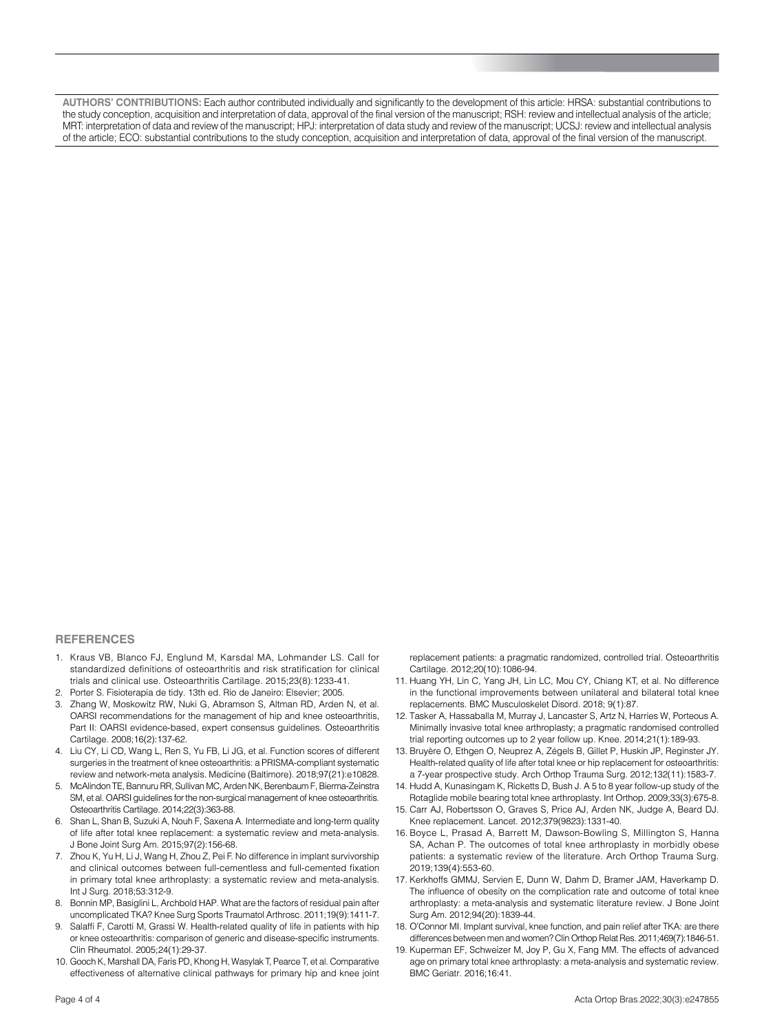**AUTHORS' CONTRIBUTIONS:** Each author contributed individually and significantly to the development of this article: HRSA: substantial contributions to the study conception, acquisition and interpretation of data, approval of the final version of the manuscript; RSH: review and intellectual analysis of the article; MRT: interpretation of data and review of the manuscript; HPJ: interpretation of data study and review of the manuscript; UCSJ: review and intellectual analysis of the article; ECO: substantial contributions to the study conception, acquisition and interpretation of data, approval of the final version of the manuscript.

## REFERENCES

1. Kraus VB, Blanco FJ, Englund M, Karsdal MA, Lohmander LS. Call for standardized definitions of osteoarthritis and risk stratification for clinical trials and clinical use. Osteoarthritis Cartilage. 2015;23(8):1233-41.
2. Porter S. Fisioterapia de tidy. 13th ed. Rio de Janeiro: Elsevier; 2005.
3. Zhang W, Moskowitz RW, Nuki G, Abramson S, Altman RD, Arden N, et al. OARSI recommendations for the management of hip and knee osteoarthritis, Part II: OARSI evidence-based, expert consensus guidelines. Osteoarthritis Cartilage. 2008;16(2):137-62.
4. Liu CY, Li CD, Wang L, Ren S, Yu FB, Li JG, et al. Function scores of different surgeries in the treatment of knee osteoarthritis: a PRISMA-compliant systematic review and network-meta analysis. Medicine (Baltimore). 2018;97(21):e10828.
5. McAlindon TE, Bannuru RR, Sullivan MC, Arden NK, Berenbaum F, Bierma-Zeinstra SM, et al. OARSI guidelines for the non-surgical management of knee osteoarthritis. Osteoarthritis Cartilage. 2014;22(3):363-88.
6. Shan L, Shan B, Suzuki A, Nouh F, Saxena A. Intermediate and long-term quality of life after total knee replacement: a systematic review and meta-analysis. J Bone Joint Surg Am. 2015;97(2):156-68.
7. Zhou K, Yu H, Li J, Wang H, Zhou Z, Pei F. No difference in implant survivorship and clinical outcomes between full-cementless and full-cemented fixation in primary total knee arthroplasty: a systematic review and meta-analysis. Int J Surg. 2018;53:312-9.
8. Bonnin MP, Basiglini L, Archbold HAP. What are the factors of residual pain after uncomplicated TKA? Knee Surg Sports Traumatol Arthrosc. 2011;19(9):1411-7.
9. Salaffi F, Carotti M, Grassi W. Health-related quality of life in patients with hip or knee osteoarthritis: comparison of generic and disease-specific instruments. Clin Rheumatol. 2005;24(1):29-37.
10. Gooch K, Marshall DA, Faris PD, Khong H, Wasylak T, Pearce T, et al. Comparative effectiveness of alternative clinical pathways for primary hip and knee joint replacement patients: a pragmatic randomized, controlled trial. Osteoarthritis Cartilage. 2012;20(10):1086-94.
11. Huang YH, Lin C, Yang JH, Lin LC, Mou CY, Chiang KT, et al. No difference in the functional improvements between unilateral and bilateral total knee replacements. BMC Musculoskelet Disord. 2018; 9(1):87.
12. Tasker A, Hassaballa M, Murray J, Lancaster S, Artz N, Harries W, Porteous A. Minimally invasive total knee arthroplasty; a pragmatic randomised controlled trial reporting outcomes up to 2 year follow up. Knee. 2014;21(1):189-93.
13. Bruyère O, Ethgen O, Neuprez A, Zégels B, Gillet P, Huskin JP, Reginster JY. Health-related quality of life after total knee or hip replacement for osteoarthritis: a 7-year prospective study. Arch Orthop Trauma Surg. 2012;132(11):1583-7.
14. Hudd A, Kunasingam K, Ricketts D, Bush J. A 5 to 8 year follow-up study of the Rotaglide mobile bearing total knee arthroplasty. Int Orthop. 2009;33(3):675-8.
15. Carr AJ, Robertsson O, Graves S, Price AJ, Arden NK, Judge A, Beard DJ. Knee replacement. Lancet. 2012;379(9823):1331-40.
16. Boyce L, Prasad A, Barrett M, Dawson-Bowling S, Millington S, Hanna SA, Achan P. The outcomes of total knee arthroplasty in morbidly obese patients: a systematic review of the literature. Arch Orthop Trauma Surg. 2019;139(4):553-60.
17. Kerkhoffs GMMJ, Servien E, Dunn W, Dahm D, Bramer JAM, Haverkamp D. The influence of obesity on the complication rate and outcome of total knee arthroplasty: a meta-analysis and systematic literature review. J Bone Joint Surg Am. 2012;94(20):1839-44.
18. O'Connor MI. Implant survival, knee function, and pain relief after TKA: are there differences between men and women? Clin Orthop Relat Res. 2011;469(7):1846-51.
19. Kuperman EF, Schweizer M, Joy P, Gu X, Fang MM. The effects of advanced age on primary total knee arthroplasty: a meta-analysis and systematic review. BMC Geriatr. 2016;16:41.